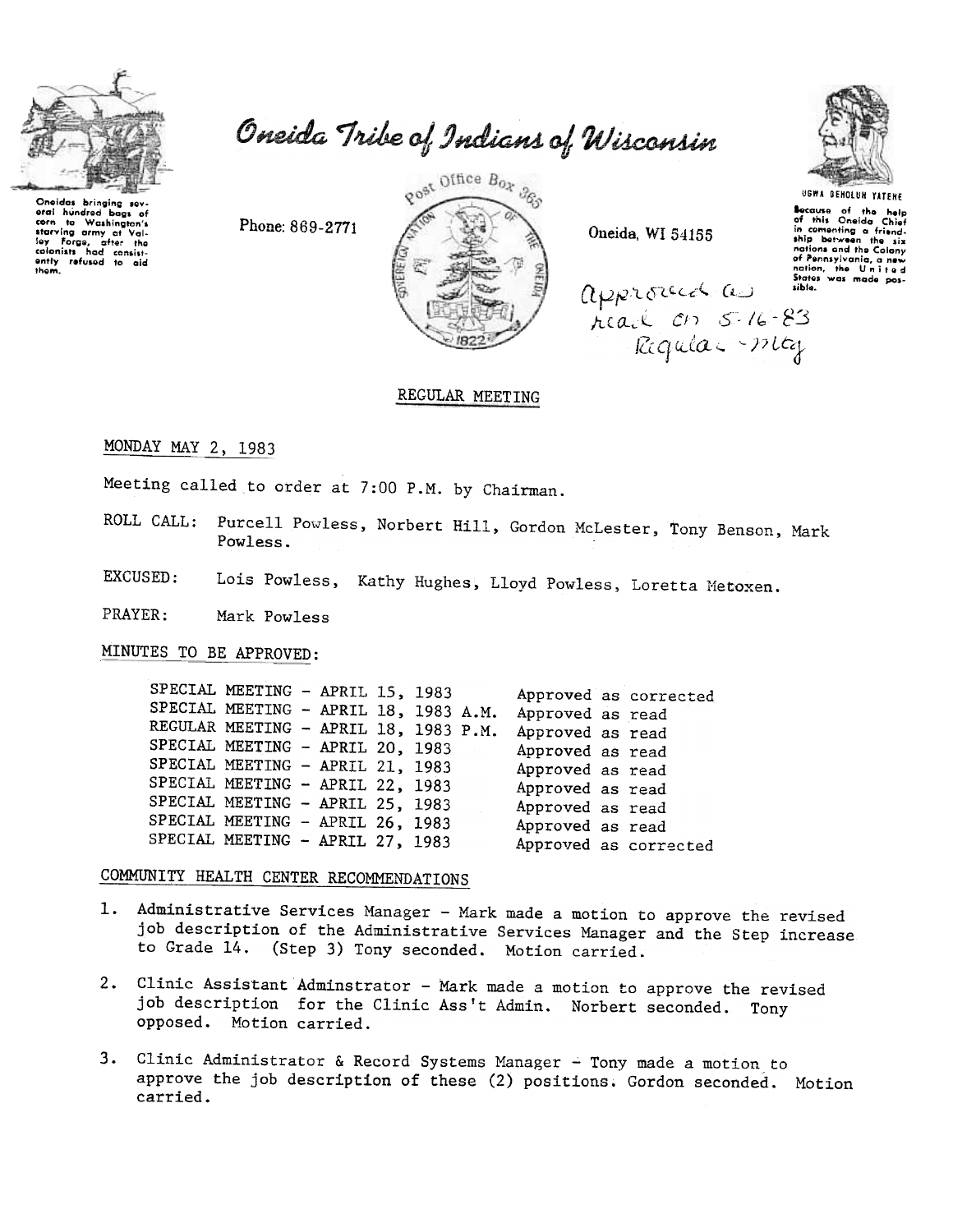Oneida Tribe of Indians of Wisconsin

Oneidas bringing several hundred bags of corn to Washington's starving army at Valley Forge, after the colonists had consistently refused to aid them.

Phone: 869-2771

Post Office Box 365

Oneida, WI 54155

UGWA DEHOLUH YATEHE

Because of the help of this Oneida Chief in comenting a friendship between the six nations and the Colony of Pennsylvania, a new nation, the United States was made possible.

Approved as read on 5-16-83 Regular mtg

## REGULAR MEETING

MONDAY MAY 2, 1983

Meeting called to order at 7:00 P.M. by Chairman.

ROLL CALL: Purcell Powless, Norbert Hill, Gordon McLester, Tony Benson, Mark Powless.

EXCUSED: Lois Powless, Kathy Hughes, Lloyd Powless, Loretta Metoxen.

PRAYER: Mark Powless

MINUTES TO BE APPROVED:

| | |
|---|---|
| SPECIAL MEETING - APRIL 15, 1983 | Approved as corrected |
| SPECIAL MEETING - APRIL 18, 1983 A.M. | Approved as read |
| REGULAR MEETING - APRIL 18, 1983 P.M. | Approved as read |
| SPECIAL MEETING - APRIL 20, 1983 | Approved as read |
| SPECIAL MEETING - APRIL 21, 1983 | Approved as read |
| SPECIAL MEETING - APRIL 22, 1983 | Approved as read |
| SPECIAL MEETING - APRIL 25, 1983 | Approved as read |
| SPECIAL MEETING - APRIL 26, 1983 | Approved as read |
| SPECIAL MEETING - APRIL 27, 1983 | Approved as corrected |

COMMUNITY HEALTH CENTER RECOMMENDATIONS

1. Administrative Services Manager - Mark made a motion to approve the revised job description of the Administrative Services Manager and the Step increase to Grade 14. (Step 3) Tony seconded. Motion carried.
2. Clinic Assistant Adminstrator - Mark made a motion to approve the revised job description for the Clinic Ass't Admin. Norbert seconded. Tony opposed. Motion carried.
3. Clinic Administrator & Record Systems Manager - Tony made a motion to approve the job description of these (2) positions. Gordon seconded. Motion carried.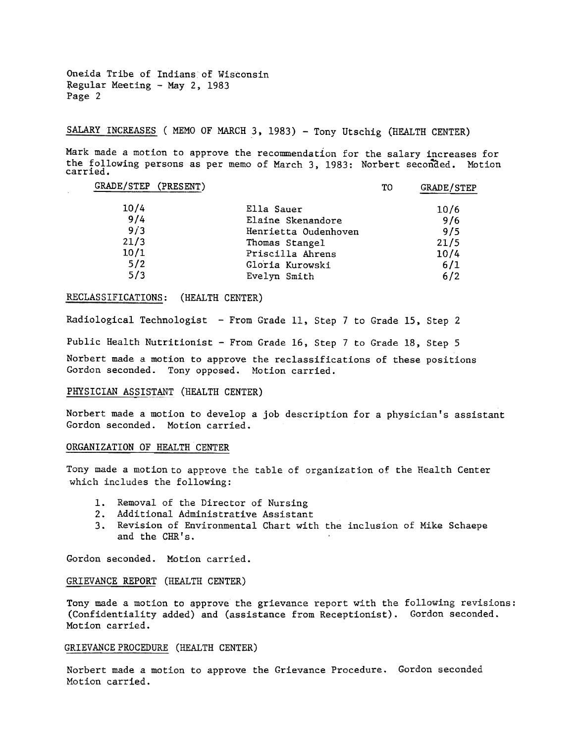Oneida Tribe of Indians of Wisconsin
Regular Meeting - May 2, 1983

SALARY INCREASES ( MEMO OF MARCH 3, 1983) - Tony Utschig (HEALTH CENTER)

Mark made a motion to approve the recommendation for the salary increases for the following persons as per memo of March 3, 1983: Norbert seconded. Motion carried.

| GRADE/STEP (PRESENT) | | TO GRADE/STEP |
|---|---|---|
| 10/4 | Ella Sauer | 10/6 |
| 9/4 | Elaine Skenandore | 9/6 |
| 9/3 | Henrietta Oudenhoven | 9/5 |
| 21/3 | Thomas Stangel | 21/5 |
| 10/1 | Priscilla Ahrens | 10/4 |
| 5/2 | Gloria Kurowski | 6/1 |
| 5/3 | Evelyn Smith | 6/2 |

RECLASSIFICATIONS: (HEALTH CENTER)

Radiological Technologist - From Grade 11, Step 7 to Grade 15, Step 2

Public Health Nutritionist - From Grade 16, Step 7 to Grade 18, Step 5

Norbert made a motion to approve the reclassifications of these positions Gordon seconded. Tony opposed. Motion carried.

PHYSICIAN ASSISTANT (HEALTH CENTER)

Norbert made a motion to develop a job description for a physician's assistant Gordon seconded. Motion carried.

ORGANIZATION OF HEALTH CENTER

Tony made a motion to approve the table of organization of the Health Center which includes the following:

1. Removal of the Director of Nursing
2. Additional Administrative Assistant
3. Revision of Environmental Chart with the inclusion of Mike Schaepe and the CHR's.

Gordon seconded. Motion carried.

GRIEVANCE REPORT (HEALTH CENTER)

Tony made a motion to approve the grievance report with the following revisions: (Confidentiality added) and (assistance from Receptionist). Gordon seconded. Motion carried.

GRIEVANCE PROCEDURE (HEALTH CENTER)

Norbert made a motion to approve the Grievance Procedure. Gordon seconded Motion carried.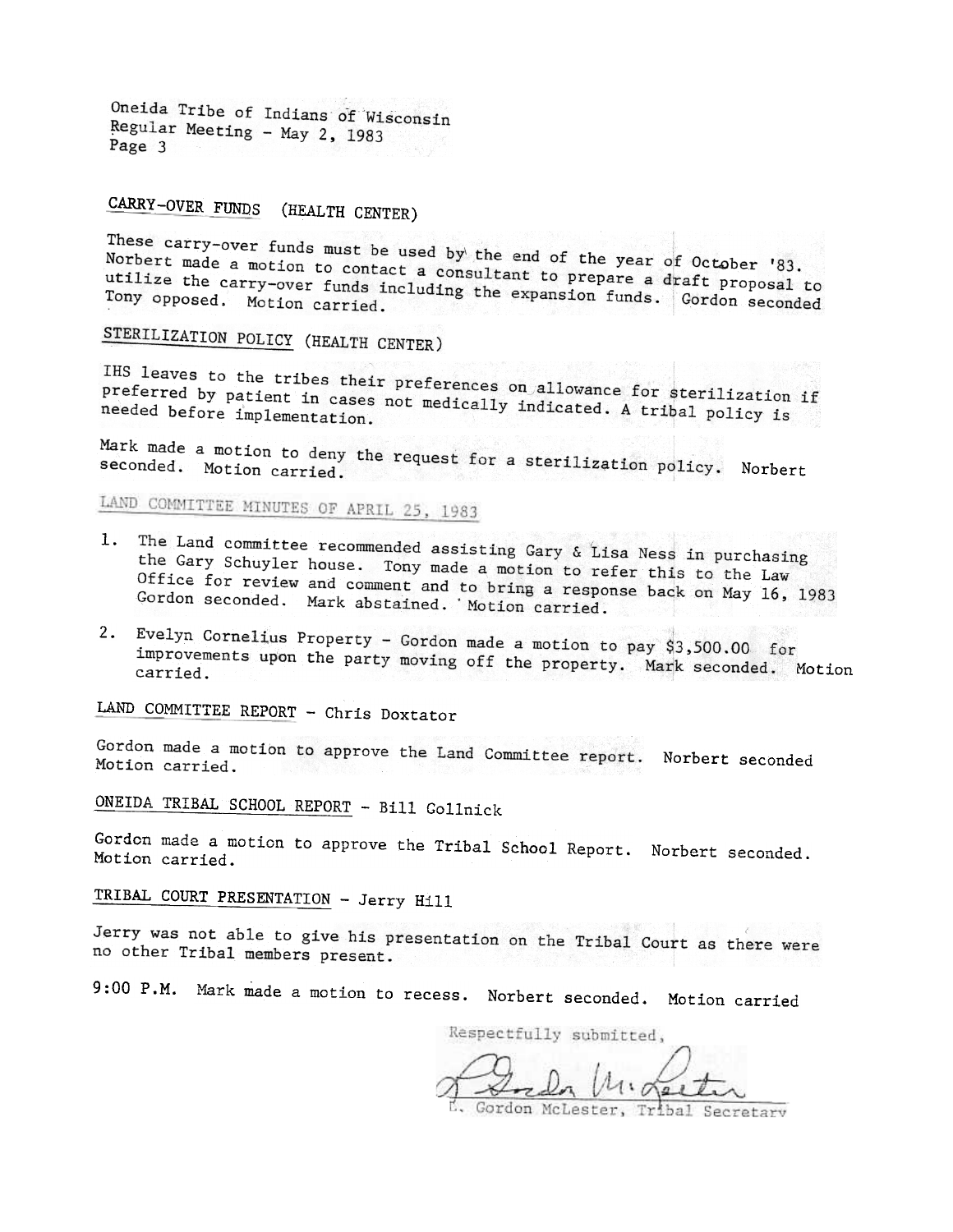Oneida Tribe of Indians of Wisconsin
Regular Meeting - May 2, 1983
Page 3

CARRY-OVER FUNDS (HEALTH CENTER)

These carry-over funds must be used by the end of the year of October '83. Norbert made a motion to contact a consultant to prepare a draft proposal to utilize the carry-over funds including the expansion funds. Gordon seconded Tony opposed. Motion carried.

STERILIZATION POLICY (HEALTH CENTER)

IHS leaves to the tribes their preferences on allowance for sterilization if preferred by patient in cases not medically indicated. A tribal policy is needed before implementation.

Mark made a motion to deny the request for a sterilization policy. Norbert seconded. Motion carried.

LAND COMMITTEE MINUTES OF APRIL 25, 1983

1. The Land committee recommended assisting Gary & Lisa Ness in purchasing the Gary Schuyler house. Tony made a motion to refer this to the Law Office for review and comment and to bring a response back on May 16, 1983 Gordon seconded. Mark abstained. Motion carried.

2. Evelyn Cornelius Property - Gordon made a motion to pay $3,500.00 for improvements upon the party moving off the property. Mark seconded. Motion carried.

LAND COMMITTEE REPORT - Chris Doxtator

Gordon made a motion to approve the Land Committee report. Norbert seconded Motion carried.

ONEIDA TRIBAL SCHOOL REPORT - Bill Gollnick

Gordon made a motion to approve the Tribal School Report. Norbert seconded. Motion carried.

TRIBAL COURT PRESENTATION - Jerry Hill

Jerry was not able to give his presentation on the Tribal Court as there were no other Tribal members present.

9:00 P.M. Mark made a motion to recess. Norbert seconded. Motion carried

Respectfully submitted,

L. Gordon McLester, Tribal Secretary